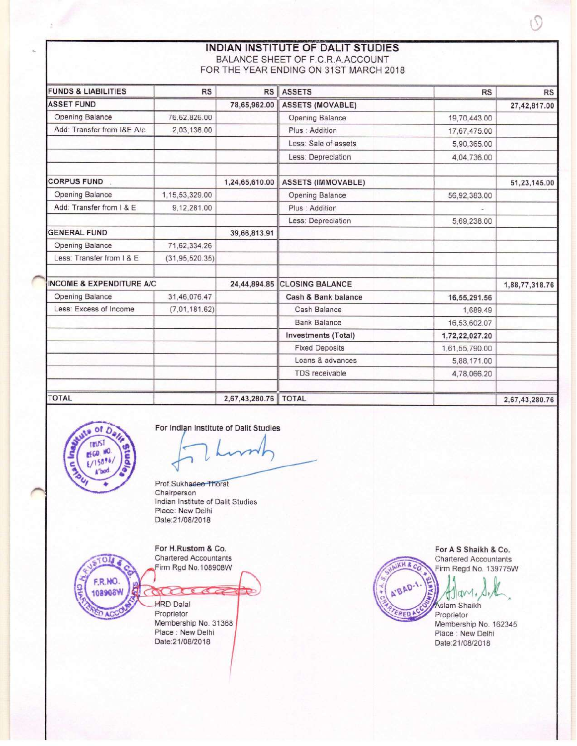# INDIAN INSTITUTE OF DALIT STUDIES

BALANCE SHEET OF F.C.R.A.ACCOUNT
FOR THE YEAR ENDING ON 31ST MARCH 2018

| FUNDS & LIABILITIES | RS | RS | ASSETS | RS | RS |
|---|---|---|---|---|---|
| **ASSET FUND** | | 78,65,962.00 | **ASSETS (MOVABLE)** | | 27,42,817.00 |
| Opening Balance | 76,62,826.00 | | Opening Balance | 19,70,443.00 | |
| Add: Transfer from I&E A/c | 2,03,136.00 | | Plus : Addition | 17,67,475.00 | |
| | | | Less: Sale of assets | 5,90,365.00 | |
| | | | Less: Depreciation | 4,04,736.00 | |
| | | | | | |
| **CORPUS FUND** | | 1,24,65,610.00 | **ASSETS (IMMOVABLE)** | | 51,23,145.00 |
| Opening Balance | 1,15,53,329.00 | | Opening Balance | 56,92,383.00 | |
| Add: Transfer from I & E | 9,12,281.00 | | Plus : Addition | - | |
| | | | Less: Depreciation | 5,69,238.00 | |
| **GENERAL FUND** | | 39,66,813.91 | | | |
| Opening Balance | 71,62,334.26 | | | | |
| Less: Transfer from I & E | (31,95,520.35) | | | | |
| | | | | | |
| **INCOME & EXPENDITURE A/C** | | 24,44,894.85 | **CLOSING BALANCE** | | 1,88,77,318.76 |
| Opening Balance | 31,46,076.47 | | **Cash & Bank balance** | 16,55,291.56 | |
| Less: Excess of Income | (7,01,181.62) | | Cash Balance | 1,689.49 | |
| | | | Bank Balance | 16,53,602.07 | |
| | | | **Investments (Total)** | 1,72,22,027.20 | |
| | | | Fixed Deposits | 1,61,55,790.00 | |
| | | | Loans & advances | 5,88,171.00 | |
| | | | TDS receivable | 4,78,066.20 | |
| | | | | | |
| **TOTAL** | | 2,67,43,280.76 | **TOTAL** | | 2,67,43,280.76 |

For Indian Institute of Dalit Studies

Prof.Sukhadeo Thorat
Chairperson
Indian Institute of Dalit Studies
Place: New Delhi
Date:21/08/2018

For H.Rustom & Co.
Chartered Accountants
Firm Rgd No.108908W

HRD Dalal
Proprietor
Membership No. 31368
Place : New Delhi
Date:21/08/2018

For A S Shaikh & Co.
Chartered Accountants
Firm Regd No. 139775W

Aslam Shaikh
Proprietor
Membership No. 162345
Place : New Delhi
Date:21/08/2018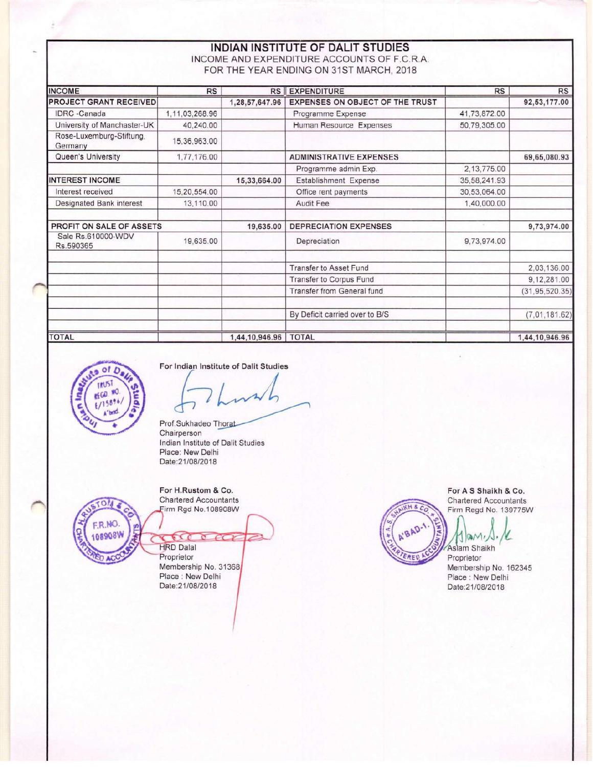# INDIAN INSTITUTE OF DALIT STUDIES

INCOME AND EXPENDITURE ACCOUNTS OF F.C.R.A.
FOR THE YEAR ENDING ON 31ST MARCH, 2018

| INCOME | RS | RS | EXPENDITURE | RS | RS |
|---|---|---|---|---|---|
| **PROJECT GRANT RECEIVED** | | 1,28,57,647.96 | **EXPENSES ON OBJECT OF THE TRUST** | | 92,53,177.00 |
| IDRC -Canada | 1,11,03,268.96 | | Programme Expense | 41,73,872.00 | |
| University of Manchester-UK | 40,240.00 | | Human Resource Expenses | 50,79,305.00 | |
| Rose-Luxemburg-Stiftung, Germany | 15,36,963.00 | | | | |
| Queen's University | 1,77,176.00 | | **ADMINISTRATIVE EXPENSES** | | 69,65,080.93 |
| | | | Programme admin Exp. | 2,13,775.00 | |
| **INTEREST INCOME** | | 15,33,664.00 | Establishment Expense | 35,58,241.93 | |
| Interest received | 15,20,554.00 | | Office rent payments | 30,53,064.00 | |
| Designated Bank interest | 13,110.00 | | Audit Fee | 1,40,000.00 | |
| | | | | | |
| **PROFIT ON SALE OF ASSETS** | | 19,635.00 | **DEPRECIATION EXPENSES** | | 9,73,974.00 |
| Sale Rs.610000-WDV Rs.590365 | 19,635.00 | | Depreciation | 9,73,974.00 | |
| | | | | | |
| | | | Transfer to Asset Fund | | 2,03,136.00 |
| | | | Transfer to Corpus Fund | | 9,12,281.00 |
| | | | Transfer from General fund | | (31,95,520.35) |
| | | | | | |
| | | | By Deficit carried over to B/S | | (7,01,181.62) |
| | | | | | |
| **TOTAL** | | 1,44,10,946.96 | **TOTAL** | | 1,44,10,946.96 |

**For Indian Institute of Dalit Studies**

Prof.Sukhadeo Thorat
Chairperson
Indian Institute of Dalit Studies
Place: New Delhi
Date:21/08/2018

**For H.Rustom & Co.**
Chartered Accountants
Firm Rgd No.108908W

HRD Dalal
Proprietor
Membership No. 31368
Place : New Delhi
Date:21/08/2018

**For A S Shaikh & Co.**
Chartered Accountants
Firm Regd No. 139775W

Aslam Shaikh
Proprietor
Membership No. 162345
Place : New Delhi
Date:21/08/2018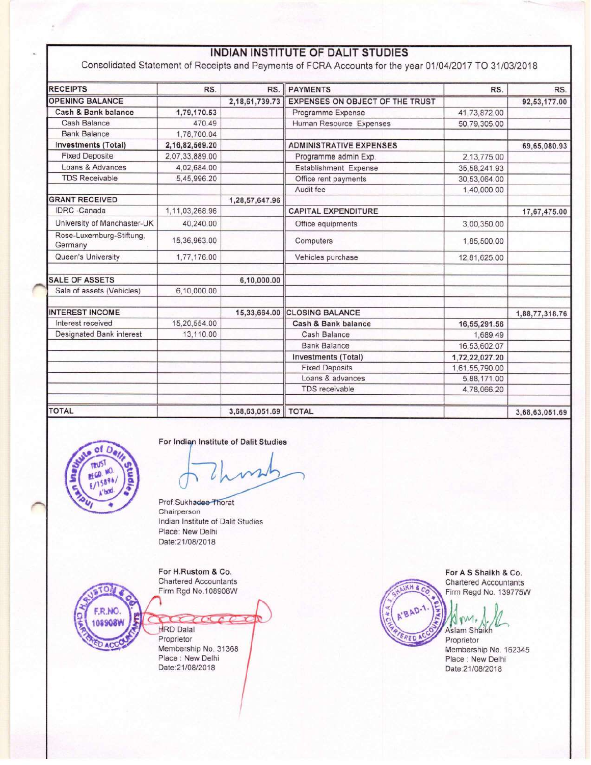# INDIAN INSTITUTE OF DALIT STUDIES

Consolidated Statement of Receipts and Payments of FCRA Accounts for the year 01/04/2017 TO 31/03/2018

| RECEIPTS | RS. | RS. | PAYMENTS | RS. | RS. |
|---|---|---|---|---|---|
| **OPENING BALANCE** | | 2,18,61,739.73 | **EXPENSES ON OBJECT OF THE TRUST** | | 92,53,177.00 |
| **Cash & Bank balance** | 1,79,170.53 | | Programme Expense | 41,73,872.00 | |
| Cash Balance | 470.49 | | Human Resource Expenses | 50,79,305.00 | |
| Bank Balance | 1,78,700.04 | | | | |
| **Investments (Total)** | 2,16,82,569.20 | | **ADMINISTRATIVE EXPENSES** | | 69,65,080.93 |
| Fixed Deposite | 2,07,33,889.00 | | Programme admin Exp. | 2,13,775.00 | |
| Loans & Advances | 4,02,684.00 | | Establishment Expense | 35,58,241.93 | |
| TDS Receivable | 5,45,996.20 | | Office rent payments | 30,53,064.00 | |
| | | | Audit fee | 1,40,000.00 | |
| **GRANT RECEIVED** | | 1,28,57,647.96 | | | |
| IDRC -Canada | 1,11,03,268.96 | | **CAPITAL EXPENDITURE** | | 17,67,475.00 |
| University of Manchaster-UK | 40,240.00 | | Office equipments | 3,00,350.00 | |
| Rose-Luxemburg-Stiftung, Germany | 15,36,963.00 | | Computers | 1,85,500.00 | |
| Queen's University | 1,77,176.00 | | Vehicles purchase | 12,81,625.00 | |
| | | | | | |
| **SALE OF ASSETS** | | 6,10,000.00 | | | |
| Sale of assets (Vehicles) | 6,10,000.00 | | | | |
| | | | | | |
| **INTEREST INCOME** | | 15,33,664.00 | **CLOSING BALANCE** | | 1,88,77,318.76 |
| Interest received | 15,20,554.00 | | **Cash & Bank balance** | 16,55,291.56 | |
| Designated Bank interest | 13,110.00 | | Cash Balance | 1,689.49 | |
| | | | Bank Balance | 16,53,602.07 | |
| | | | **Investments (Total)** | 1,72,22,027.20 | |
| | | | Fixed Deposits | 1,61,55,790.00 | |
| | | | Loans & advances | 5,88,171.00 | |
| | | | TDS receivable | 4,78,066.20 | |
| | | | | | |
| **TOTAL** | | 3,68,63,051.69 | **TOTAL** | | 3,68,63,051.69 |

For Indian Institute of Dalit Studies

Prof.Sukhadeo Thorat
Chairperson
Indian Institute of Dalit Studies
Place: New Delhi
Date:21/08/2018

For H.Rustom & Co.
Chartered Accountants
Firm Rgd No.108908W

HRD Dalal
Proprietor
Membership No. 31368
Place : New Delhi
Date:21/08/2018

For A S Shaikh & Co.
Chartered Accountants
Firm Regd No. 139775W

Aslam Shaikh
Proprietor
Membership No. 162345
Place : New Delhi
Date:21/08/2018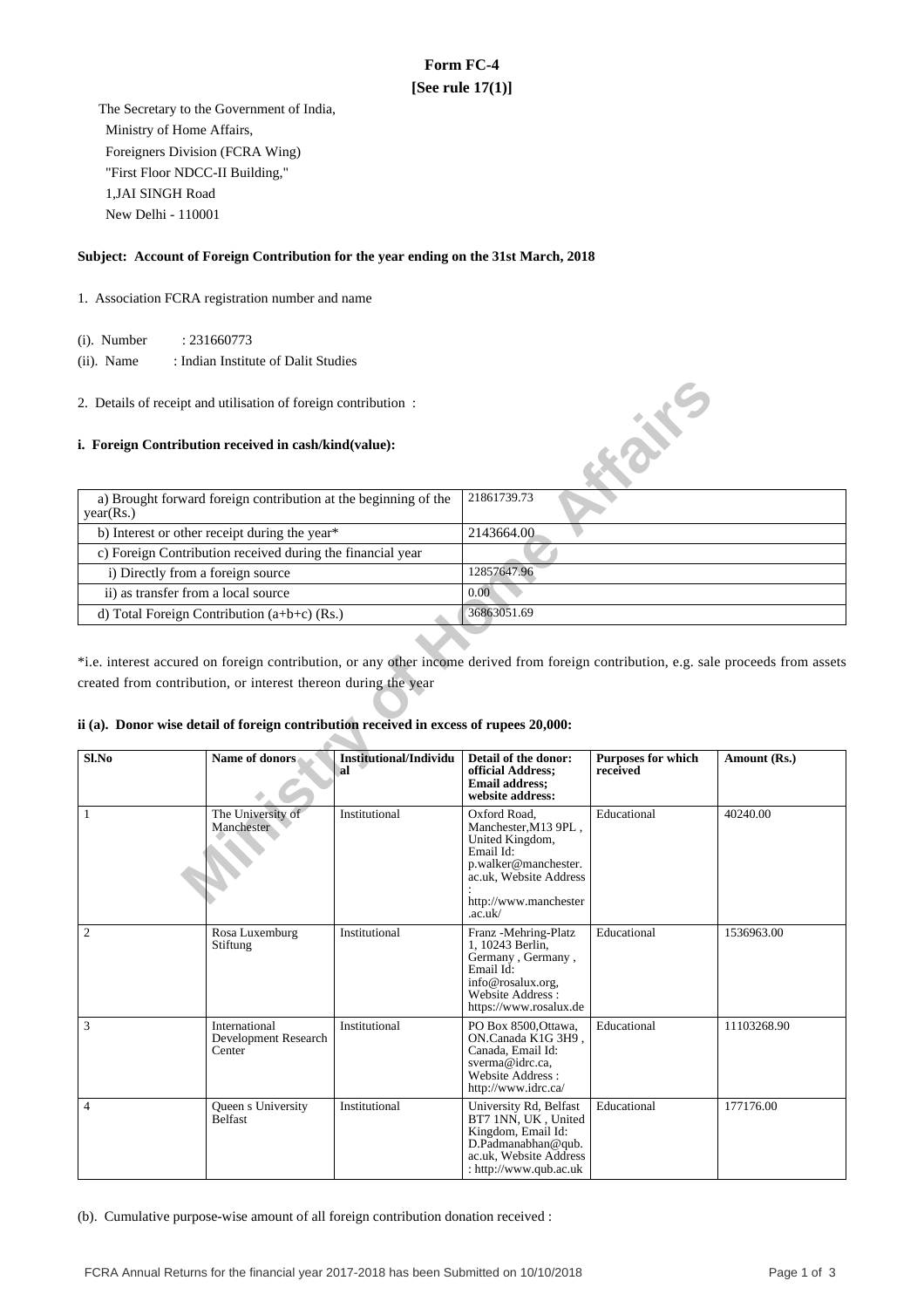# Form FC-4

**[See rule 17(1)]**

The Secretary to the Government of India,
Ministry of Home Affairs,
Foreigners Division (FCRA Wing)
"First Floor NDCC-II Building,"
1,JAI SINGH Road
New Delhi - 110001

**Subject: Account of Foreign Contribution for the year ending on the 31st March, 2018**

1. Association FCRA registration number and name

(i). Number : 231660773

(ii). Name : Indian Institute of Dalit Studies

2. Details of receipt and utilisation of foreign contribution :

### i. Foreign Contribution received in cash/kind(value):

| | |
|---|---|
| a) Brought forward foreign contribution at the beginning of the year(Rs.) | 21861739.73 |
| b) Interest or other receipt during the year* | 2143664.00 |
| c) Foreign Contribution received during the financial year | |
| i) Directly from a foreign source | 12857647.96 |
| ii) as transfer from a local source | 0.00 |
| d) Total Foreign Contribution (a+b+c) (Rs.) | 36863051.69 |

*i.e. interest accured on foreign contribution, or any other income derived from foreign contribution, e.g. sale proceeds from assets created from contribution, or interest thereon during the year

### ii (a). Donor wise detail of foreign contribution received in excess of rupees 20,000:

| Sl.No | Name of donors | Institutional/Individual | Detail of the donor: official Address; Email address; website address: | Purposes for which received | Amount (Rs.) |
|---|---|---|---|---|---|
| 1 | The University of Manchester | Institutional | Oxford Road, Manchester,M13 9PL , United Kingdom, Email Id: p.walker@manchester.ac.uk, Website Address : http://www.manchester.ac.uk/ | Educational | 40240.00 |
| 2 | Rosa Luxemburg Stiftung | Institutional | Franz -Mehring-Platz 1, 10243 Berlin, Germany , Germany , Email Id: info@rosalux.org, Website Address : https://www.rosalux.de | Educational | 1536963.00 |
| 3 | International Development Research Center | Institutional | PO Box 8500,Ottawa, ON.Canada K1G 3H9 , Canada, Email Id: sverma@idrc.ca, Website Address : http://www.idrc.ca/ | Educational | 11103268.90 |
| 4 | Queen s University Belfast | Institutional | University Rd, Belfast BT7 1NN, UK , United Kingdom, Email Id: D.Padmanabhan@qub.ac.uk, Website Address : http://www.qub.ac.uk | Educational | 177176.00 |

(b). Cumulative purpose-wise amount of all foreign contribution donation received :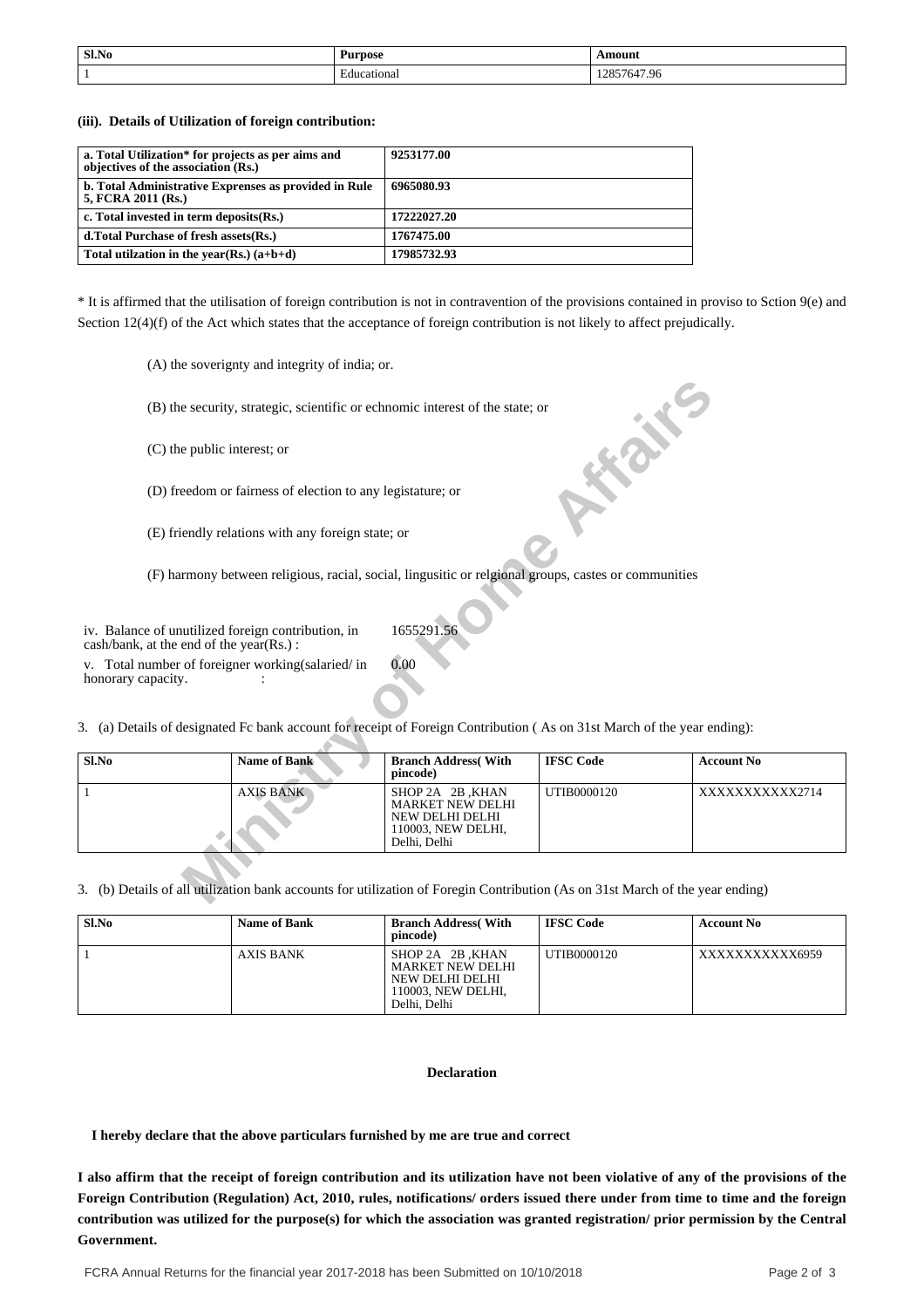| Sl.No | Purpose | Amount |
|---|---|---|
| 1 | Educational | 12857647.96 |

**(iii). Details of Utilization of foreign contribution:**

| | |
|---|---|
| **a. Total Utilization* for projects as per aims and objectives of the association (Rs.)** | **9253177.00** |
| **b. Total Administrative Exprenses as provided in Rule 5, FCRA 2011 (Rs.)** | **6965080.93** |
| **c. Total invested in term deposits(Rs.)** | **17222027.20** |
| **d.Total Purchase of fresh assets(Rs.)** | **1767475.00** |
| **Total utilzation in the year(Rs.) (a+b+d)** | **17985732.93** |

* It is affirmed that the utilisation of foreign contribution is not in contravention of the provisions contained in proviso to Sction 9(e) and Section 12(4)(f) of the Act which states that the acceptance of foreign contribution is not likely to affect prejudically.

(A) the soverignty and integrity of india; or.

(B) the security, strategic, scientific or echnomic interest of the state; or

(C) the public interest; or

(D) freedom or fairness of election to any legistature; or

(E) friendly relations with any foreign state; or

(F) harmony between religious, racial, social, lingusitic or relgional groups, castes or communities

iv. Balance of unutilized foreign contribution, in cash/bank, at the end of the year(Rs.) : 1655291.56

v. Total number of foreigner working(salaried/ in honorary capacity. : 0.00

3. (a) Details of designated Fc bank account for receipt of Foreign Contribution ( As on 31st March of the year ending):

| Sl.No | Name of Bank | Branch Address( With pincode) | IFSC Code | Account No |
|---|---|---|---|---|
| 1 | AXIS BANK | SHOP 2A 2B ,KHAN MARKET NEW DELHI NEW DELHI DELHI 110003, NEW DELHI, Delhi, Delhi | UTIB0000120 | XXXXXXXXXXX2714 |

3. (b) Details of all utilization bank accounts for utilization of Foregin Contribution (As on 31st March of the year ending)

| Sl.No | Name of Bank | Branch Address( With pincode) | IFSC Code | Account No |
|---|---|---|---|---|
| 1 | AXIS BANK | SHOP 2A 2B ,KHAN MARKET NEW DELHI NEW DELHI DELHI 110003, NEW DELHI, Delhi, Delhi | UTIB0000120 | XXXXXXXXXXX6959 |

**Declaration**

**I hereby declare that the above particulars furnished by me are true and correct**

**I also affirm that the receipt of foreign contribution and its utilization have not been violative of any of the provisions of the Foreign Contribution (Regulation) Act, 2010, rules, notifications/ orders issued there under from time to time and the foreign contribution was utilized for the purpose(s) for which the association was granted registration/ prior permission by the Central Government.**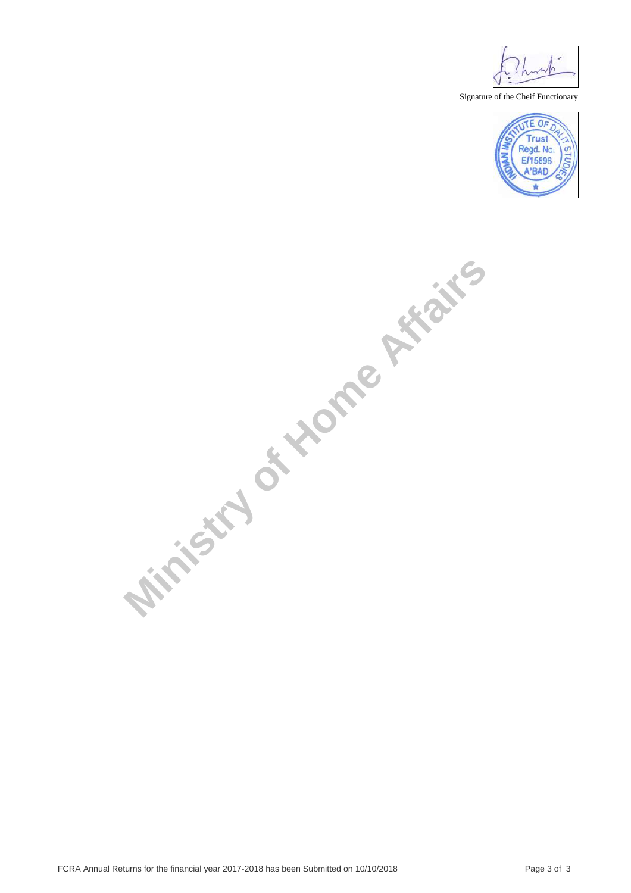Signature of the Cheif Functionary

INDIAN INSTITUTE OF DALIT STUDIES
Trust
Regd. No.
E/15896
A'BAD

FCRA Annual Returns for the financial year 2017-2018 has been Submitted on 10/10/2018